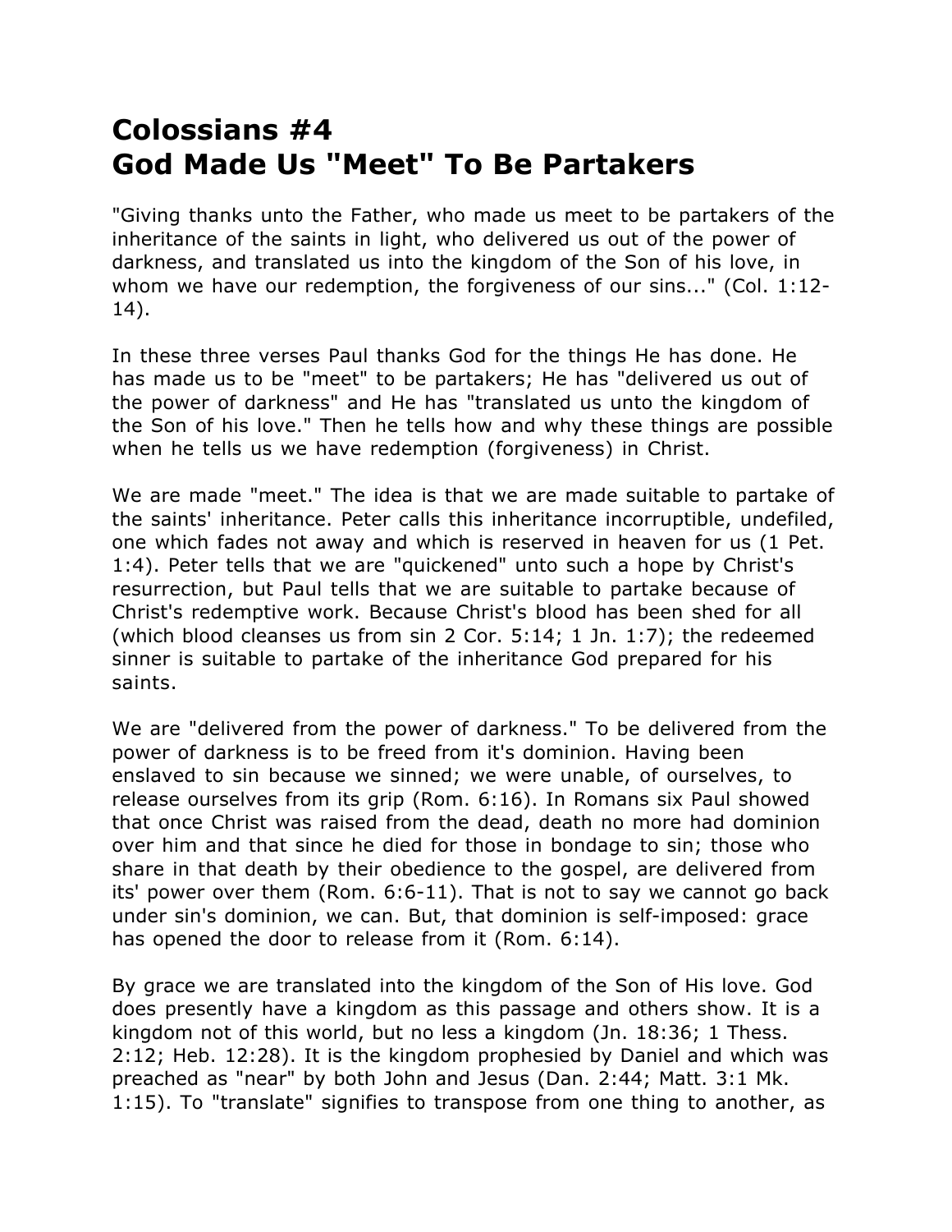# Colossians #4
# God Made Us "Meet" To Be Partakers

"Giving thanks unto the Father, who made us meet to be partakers of the inheritance of the saints in light, who delivered us out of the power of darkness, and translated us into the kingdom of the Son of his love, in whom we have our redemption, the forgiveness of our sins..." (Col. 1:12-14).

In these three verses Paul thanks God for the things He has done. He has made us to be "meet" to be partakers; He has "delivered us out of the power of darkness" and He has "translated us unto the kingdom of the Son of his love." Then he tells how and why these things are possible when he tells us we have redemption (forgiveness) in Christ.

We are made "meet." The idea is that we are made suitable to partake of the saints' inheritance. Peter calls this inheritance incorruptible, undefiled, one which fades not away and which is reserved in heaven for us (1 Pet. 1:4). Peter tells that we are "quickened" unto such a hope by Christ's resurrection, but Paul tells that we are suitable to partake because of Christ's redemptive work. Because Christ's blood has been shed for all (which blood cleanses us from sin 2 Cor. 5:14; 1 Jn. 1:7); the redeemed sinner is suitable to partake of the inheritance God prepared for his saints.

We are "delivered from the power of darkness." To be delivered from the power of darkness is to be freed from it's dominion. Having been enslaved to sin because we sinned; we were unable, of ourselves, to release ourselves from its grip (Rom. 6:16). In Romans six Paul showed that once Christ was raised from the dead, death no more had dominion over him and that since he died for those in bondage to sin; those who share in that death by their obedience to the gospel, are delivered from its' power over them (Rom. 6:6-11). That is not to say we cannot go back under sin's dominion, we can. But, that dominion is self-imposed: grace has opened the door to release from it (Rom. 6:14).

By grace we are translated into the kingdom of the Son of His love. God does presently have a kingdom as this passage and others show. It is a kingdom not of this world, but no less a kingdom (Jn. 18:36; 1 Thess. 2:12; Heb. 12:28). It is the kingdom prophesied by Daniel and which was preached as "near" by both John and Jesus (Dan. 2:44; Matt. 3:1 Mk. 1:15). To "translate" signifies to transpose from one thing to another, as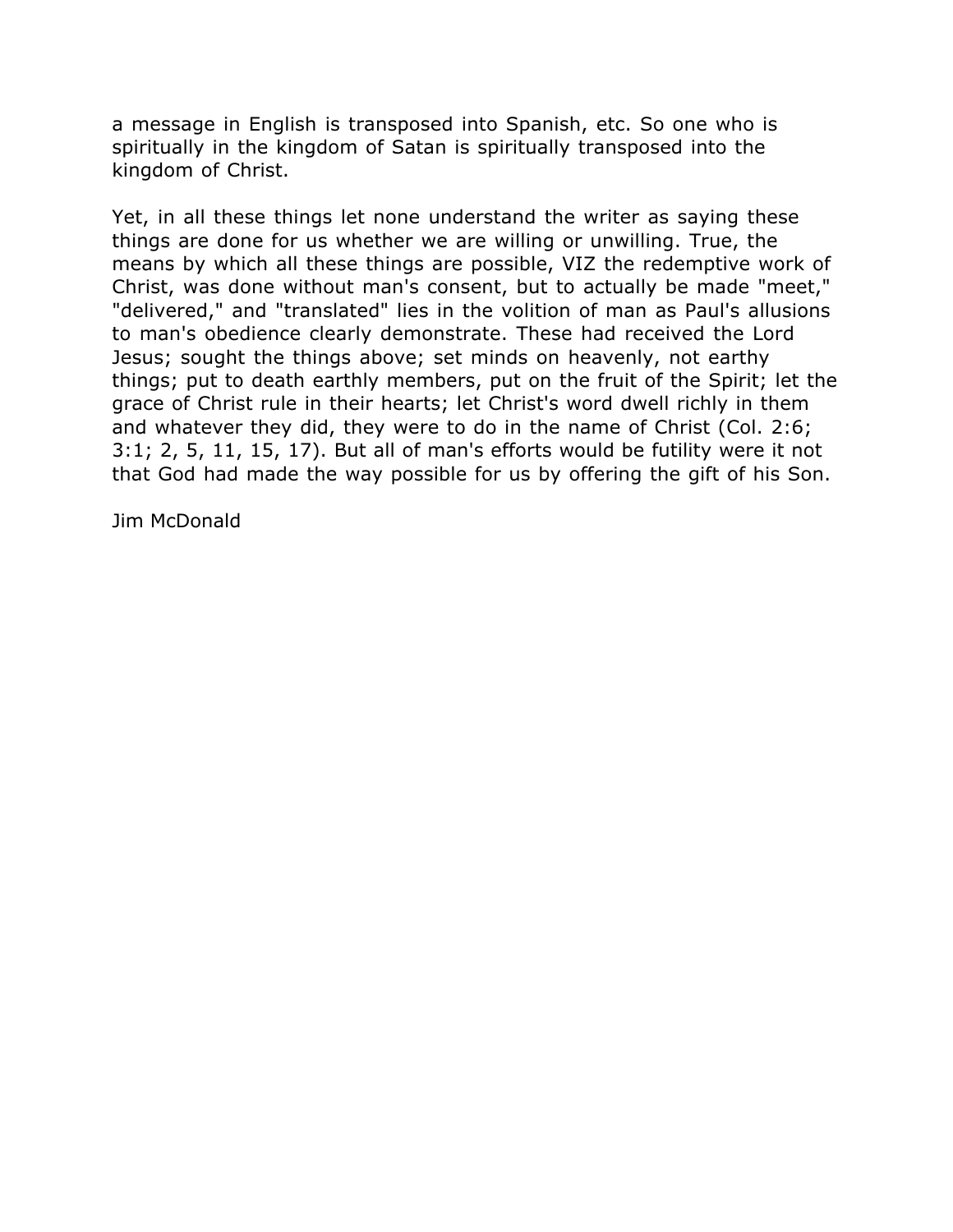a message in English is transposed into Spanish, etc. So one who is spiritually in the kingdom of Satan is spiritually transposed into the kingdom of Christ.

Yet, in all these things let none understand the writer as saying these things are done for us whether we are willing or unwilling. True, the means by which all these things are possible, VIZ the redemptive work of Christ, was done without man's consent, but to actually be made "meet," "delivered," and "translated" lies in the volition of man as Paul's allusions to man's obedience clearly demonstrate. These had received the Lord Jesus; sought the things above; set minds on heavenly, not earthy things; put to death earthly members, put on the fruit of the Spirit; let the grace of Christ rule in their hearts; let Christ's word dwell richly in them and whatever they did, they were to do in the name of Christ (Col. 2:6; 3:1; 2, 5, 11, 15, 17). But all of man's efforts would be futility were it not that God had made the way possible for us by offering the gift of his Son.

Jim McDonald